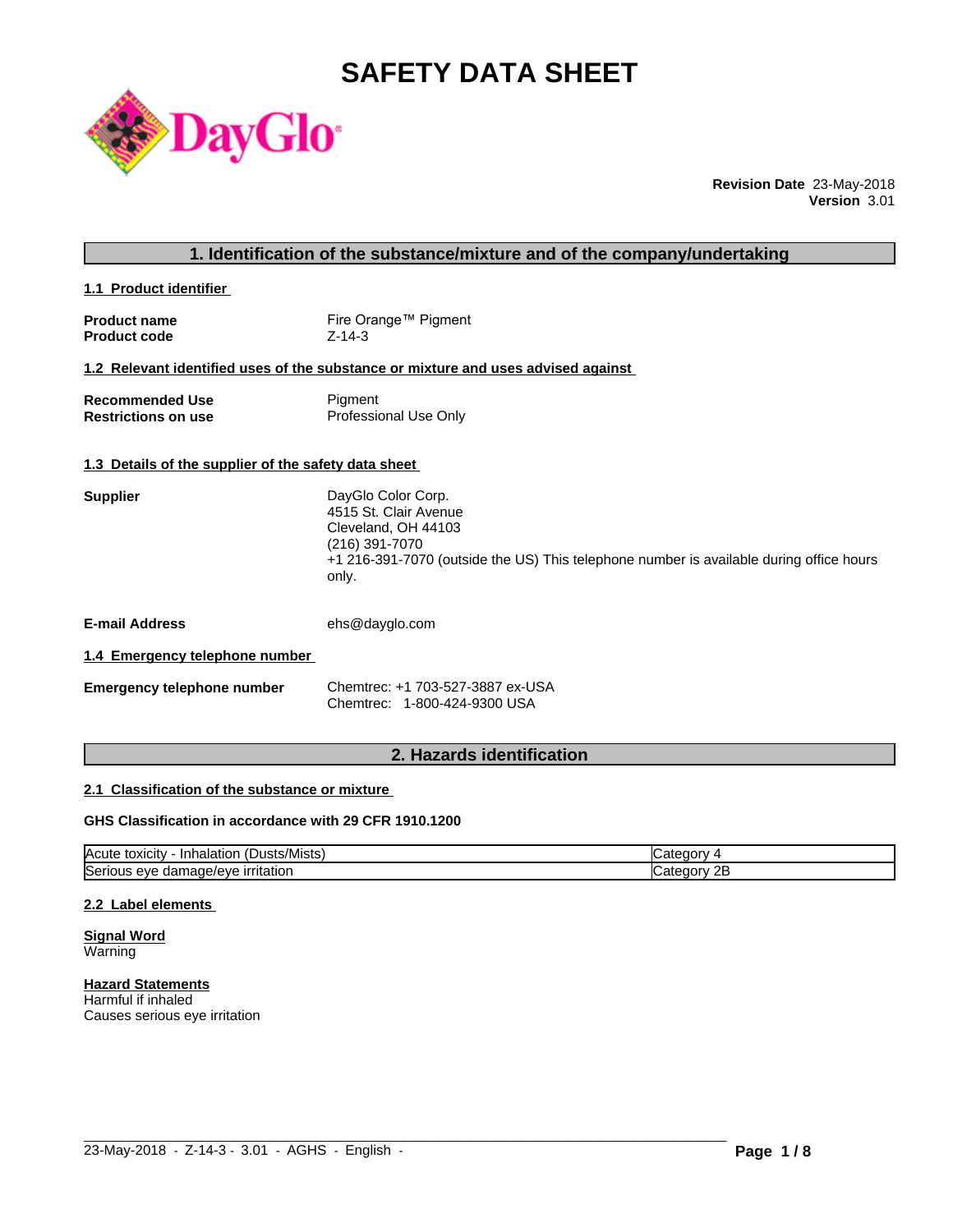# SAFETY DATA SHEET

**Revision Date** 23-May-2018
**Version** 3.01

## 1. Identification of the substance/mixture and of the company/undertaking

### 1.1 Product identifier

**Product name** Fire Orange™ Pigment
**Product code** Z-14-3

### 1.2 Relevant identified uses of the substance or mixture and uses advised against

**Recommended Use** Pigment
**Restrictions on use** Professional Use Only

### 1.3 Details of the supplier of the safety data sheet

**Supplier**
DayGlo Color Corp.
4515 St. Clair Avenue
Cleveland, OH 44103
(216) 391-7070
+1 216-391-7070 (outside the US) This telephone number is available during office hours only.

**E-mail Address** ehs@dayglo.com

### 1.4 Emergency telephone number

**Emergency telephone number**
Chemtrec: +1 703-527-3887 ex-USA
Chemtrec: 1-800-424-9300 USA

## 2. Hazards identification

### 2.1 Classification of the substance or mixture

**GHS Classification in accordance with 29 CFR 1910.1200**

| Hazard class | Category |
| --- | --- |
| Acute toxicity - Inhalation (Dusts/Mists) | Category 4 |
| Serious eye damage/eye irritation | Category 2B |

### 2.2 Label elements

**Signal Word**
Warning

**Hazard Statements**
Harmful if inhaled
Causes serious eye irritation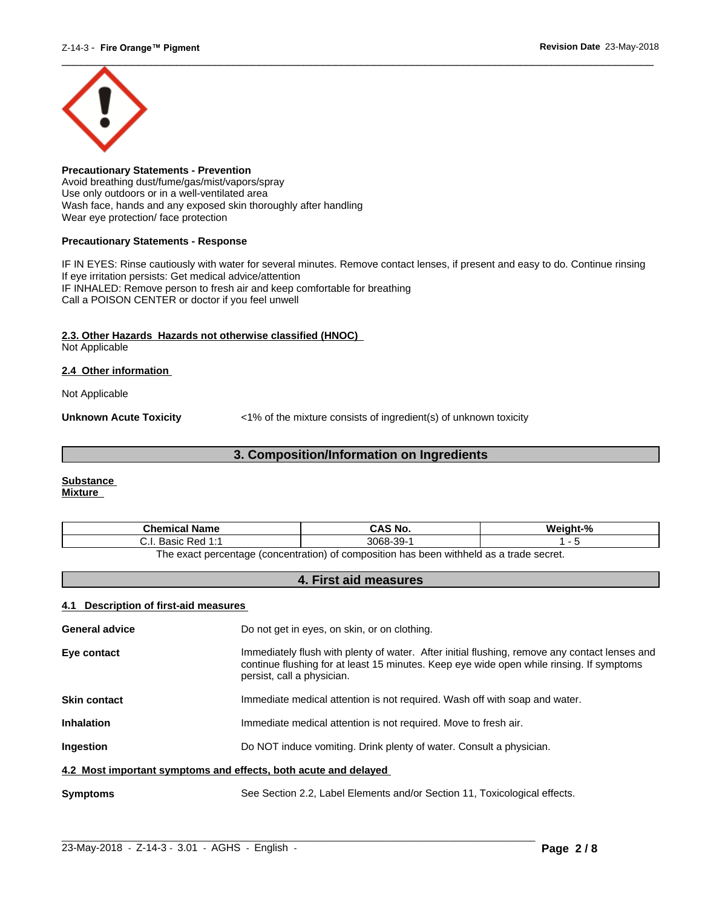**Precautionary Statements - Prevention**
Avoid breathing dust/fume/gas/mist/vapors/spray
Use only outdoors or in a well-ventilated area
Wash face, hands and any exposed skin thoroughly after handling
Wear eye protection/ face protection

**Precautionary Statements - Response**

IF IN EYES: Rinse cautiously with water for several minutes. Remove contact lenses, if present and easy to do. Continue rinsing
If eye irritation persists: Get medical advice/attention
IF INHALED: Remove person to fresh air and keep comfortable for breathing
Call a POISON CENTER or doctor if you feel unwell

**2.3. Other Hazards Hazards not otherwise classified (HNOC)**
Not Applicable

**2.4 Other information**

Not Applicable

**Unknown Acute Toxicity** <1% of the mixture consists of ingredient(s) of unknown toxicity

## 3. Composition/Information on Ingredients

**Substance**
**Mixture**

| Chemical Name | CAS No. | Weight-% |
|---|---|---|
| C.I. Basic Red 1:1 | 3068-39-1 | 1 - 5 |

The exact percentage (concentration) of composition has been withheld as a trade secret.

## 4. First aid measures

**4.1 Description of first-aid measures**

**General advice** Do not get in eyes, on skin, or on clothing.

**Eye contact** Immediately flush with plenty of water. After initial flushing, remove any contact lenses and continue flushing for at least 15 minutes. Keep eye wide open while rinsing. If symptoms persist, call a physician.

**Skin contact** Immediate medical attention is not required. Wash off with soap and water.

**Inhalation** Immediate medical attention is not required. Move to fresh air.

**Ingestion** Do NOT induce vomiting. Drink plenty of water. Consult a physician.

**4.2 Most important symptoms and effects, both acute and delayed**

**Symptoms** See Section 2.2, Label Elements and/or Section 11, Toxicological effects.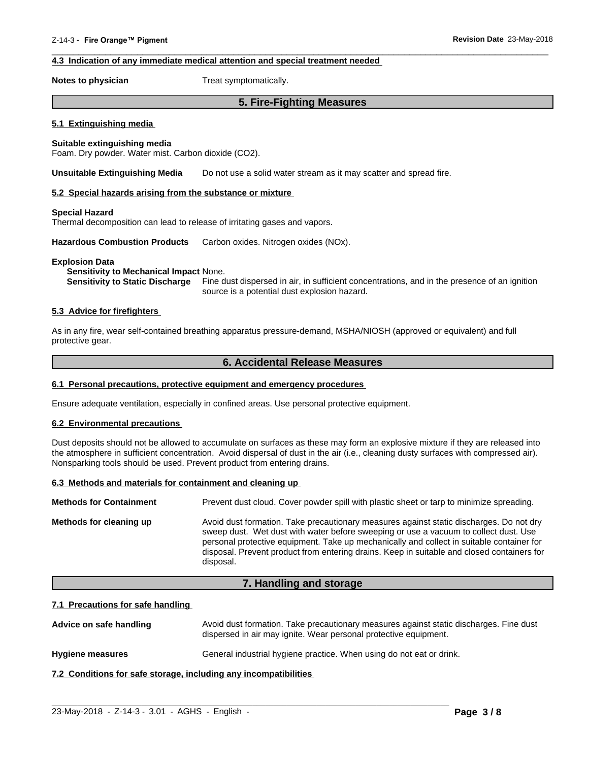#### 4.3 Indication of any immediate medical attention and special treatment needed

**Notes to physician** Treat symptomatically.

## 5. Fire-Fighting Measures

#### 5.1 Extinguishing media

**Suitable extinguishing media**
Foam. Dry powder. Water mist. Carbon dioxide ($CO_2$).

**Unsuitable Extinguishing Media** Do not use a solid water stream as it may scatter and spread fire.

#### 5.2 Special hazards arising from the substance or mixture

**Special Hazard**
Thermal decomposition can lead to release of irritating gases and vapors.

**Hazardous Combustion Products** Carbon oxides. Nitrogen oxides (NOx).

**Explosion Data**
**Sensitivity to Mechanical Impact** None.
**Sensitivity to Static Discharge** Fine dust dispersed in air, in sufficient concentrations, and in the presence of an ignition source is a potential dust explosion hazard.

#### 5.3 Advice for firefighters

As in any fire, wear self-contained breathing apparatus pressure-demand, MSHA/NIOSH (approved or equivalent) and full protective gear.

## 6. Accidental Release Measures

#### 6.1 Personal precautions, protective equipment and emergency procedures

Ensure adequate ventilation, especially in confined areas. Use personal protective equipment.

#### 6.2 Environmental precautions

Dust deposits should not be allowed to accumulate on surfaces as these may form an explosive mixture if they are released into the atmosphere in sufficient concentration. Avoid dispersal of dust in the air (i.e., cleaning dusty surfaces with compressed air). Nonsparking tools should be used. Prevent product from entering drains.

#### 6.3 Methods and materials for containment and cleaning up

**Methods for Containment** Prevent dust cloud. Cover powder spill with plastic sheet or tarp to minimize spreading.

**Methods for cleaning up** Avoid dust formation. Take precautionary measures against static discharges. Do not dry sweep dust. Wet dust with water before sweeping or use a vacuum to collect dust. Use personal protective equipment. Take up mechanically and collect in suitable container for disposal. Prevent product from entering drains. Keep in suitable and closed containers for disposal.

## 7. Handling and storage

#### 7.1 Precautions for safe handling

**Advice on safe handling** Avoid dust formation. Take precautionary measures against static discharges. Fine dust dispersed in air may ignite. Wear personal protective equipment.

**Hygiene measures** General industrial hygiene practice. When using do not eat or drink.

#### 7.2 Conditions for safe storage, including any incompatibilities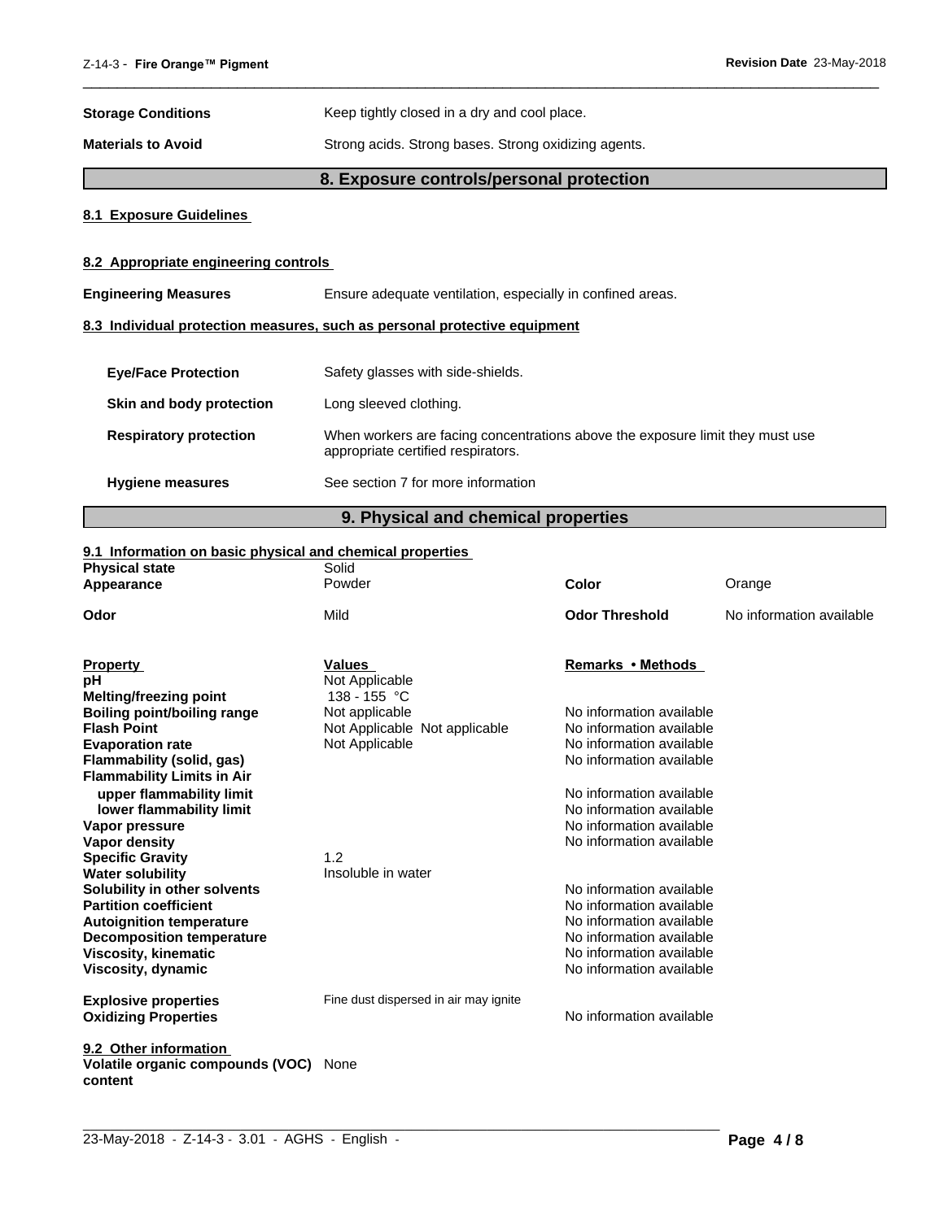**Storage Conditions** Keep tightly closed in a dry and cool place.

**Materials to Avoid** Strong acids. Strong bases. Strong oxidizing agents.

## 8. Exposure controls/personal protection

### 8.1 Exposure Guidelines

### 8.2 Appropriate engineering controls

**Engineering Measures** Ensure adequate ventilation, especially in confined areas.

### 8.3 Individual protection measures, such as personal protective equipment

**Eye/Face Protection** Safety glasses with side-shields.

**Skin and body protection** Long sleeved clothing.

**Respiratory protection** When workers are facing concentrations above the exposure limit they must use appropriate certified respirators.

**Hygiene measures** See section 7 for more information

## 9. Physical and chemical properties

### 9.1 Information on basic physical and chemical properties

| | | | |
|---|---|---|---|
| **Physical state** | Solid | | |
| **Appearance** | Powder | **Color** | Orange |
| **Odor** | Mild | **Odor Threshold** | No information available |

| Property | Values | Remarks • Methods |
|---|---|---|
| **pH** | Not Applicable | |
| **Melting/freezing point** | 138 - 155 °C | |
| **Boiling point/boiling range** | Not applicable | No information available |
| **Flash Point** | Not Applicable Not applicable | No information available |
| **Evaporation rate** | Not Applicable | No information available |
| **Flammability (solid, gas)** | | No information available |
| **Flammability Limits in Air** | | |
| **upper flammability limit** | | No information available |
| **lower flammability limit** | | No information available |
| **Vapor pressure** | | No information available |
| **Vapor density** | | No information available |
| **Specific Gravity** | 1.2 | |
| **Water solubility** | Insoluble in water | |
| **Solubility in other solvents** | | No information available |
| **Partition coefficient** | | No information available |
| **Autoignition temperature** | | No information available |
| **Decomposition temperature** | | No information available |
| **Viscosity, kinematic** | | No information available |
| **Viscosity, dynamic** | | No information available |
| **Explosive properties** | Fine dust dispersed in air may ignite | |
| **Oxidizing Properties** | | No information available |

### 9.2 Other information

**Volatile organic compounds (VOC) content** None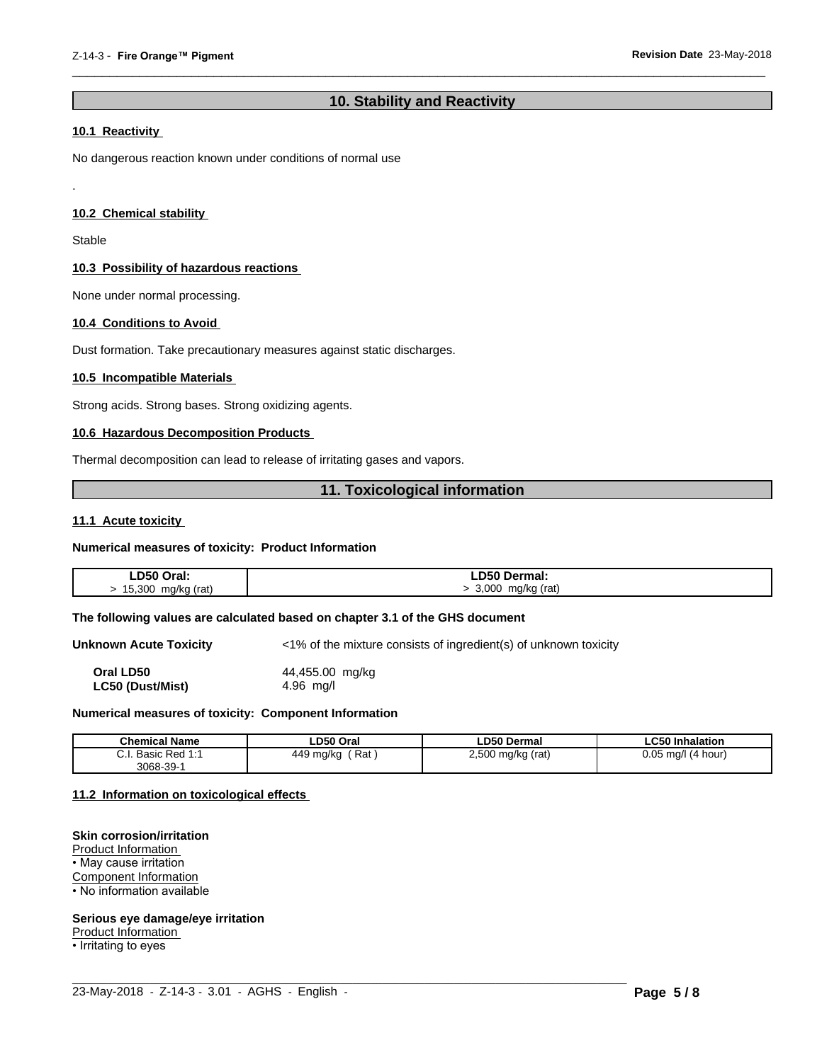## 10. Stability and Reactivity

### 10.1 Reactivity

No dangerous reaction known under conditions of normal use

.

### 10.2 Chemical stability

Stable

### 10.3 Possibility of hazardous reactions

None under normal processing.

### 10.4 Conditions to Avoid

Dust formation. Take precautionary measures against static discharges.

### 10.5 Incompatible Materials

Strong acids. Strong bases. Strong oxidizing agents.

### 10.6 Hazardous Decomposition Products

Thermal decomposition can lead to release of irritating gases and vapors.

## 11. Toxicological information

### 11.1 Acute toxicity

**Numerical measures of toxicity: Product Information**

| LD50 Oral: | LD50 Dermal: |
|---|---|
| > 15,300 mg/kg (rat) | > 3,000 mg/kg (rat) |

**The following values are calculated based on chapter 3.1 of the GHS document**

**Unknown Acute Toxicity** <1% of the mixture consists of ingredient(s) of unknown toxicity

**Oral LD50** 44,455.00 mg/kg
**LC50 (Dust/Mist)** 4.96 mg/l

**Numerical measures of toxicity: Component Information**

| Chemical Name | LD50 Oral | LD50 Dermal | LC50 Inhalation |
|---|---|---|---|
| C.I. Basic Red 1:1<br>3068-39-1 | 449 mg/kg ( Rat ) | 2,500 mg/kg (rat) | 0.05 mg/l (4 hour) |

### 11.2 Information on toxicological effects

**Skin corrosion/irritation**
Product Information
• May cause irritation
Component Information
• No information available

**Serious eye damage/eye irritation**
Product Information
• Irritating to eyes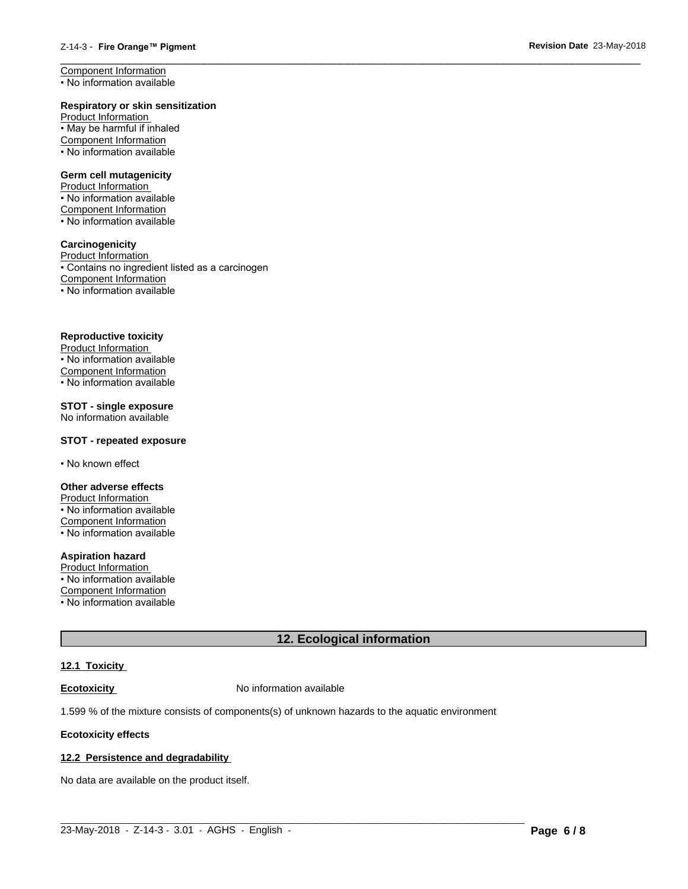Component Information
• No information available

**Respiratory or skin sensitization**
Product Information
• May be harmful if inhaled
Component Information
• No information available

**Germ cell mutagenicity**
Product Information
• No information available
Component Information
• No information available

**Carcinogenicity**
Product Information
• Contains no ingredient listed as a carcinogen
Component Information
• No information available

**Reproductive toxicity**
Product Information
• No information available
Component Information
• No information available

**STOT - single exposure**
No information available

**STOT - repeated exposure**

• No known effect

**Other adverse effects**
Product Information
• No information available
Component Information
• No information available

**Aspiration hazard**
Product Information
• No information available
Component Information
• No information available

## 12. Ecological information

### 12.1 Toxicity

**Ecotoxicity** No information available

1.599 % of the mixture consists of components(s) of unknown hazards to the aquatic environment

**Ecotoxicity effects**

### 12.2 Persistence and degradability

No data are available on the product itself.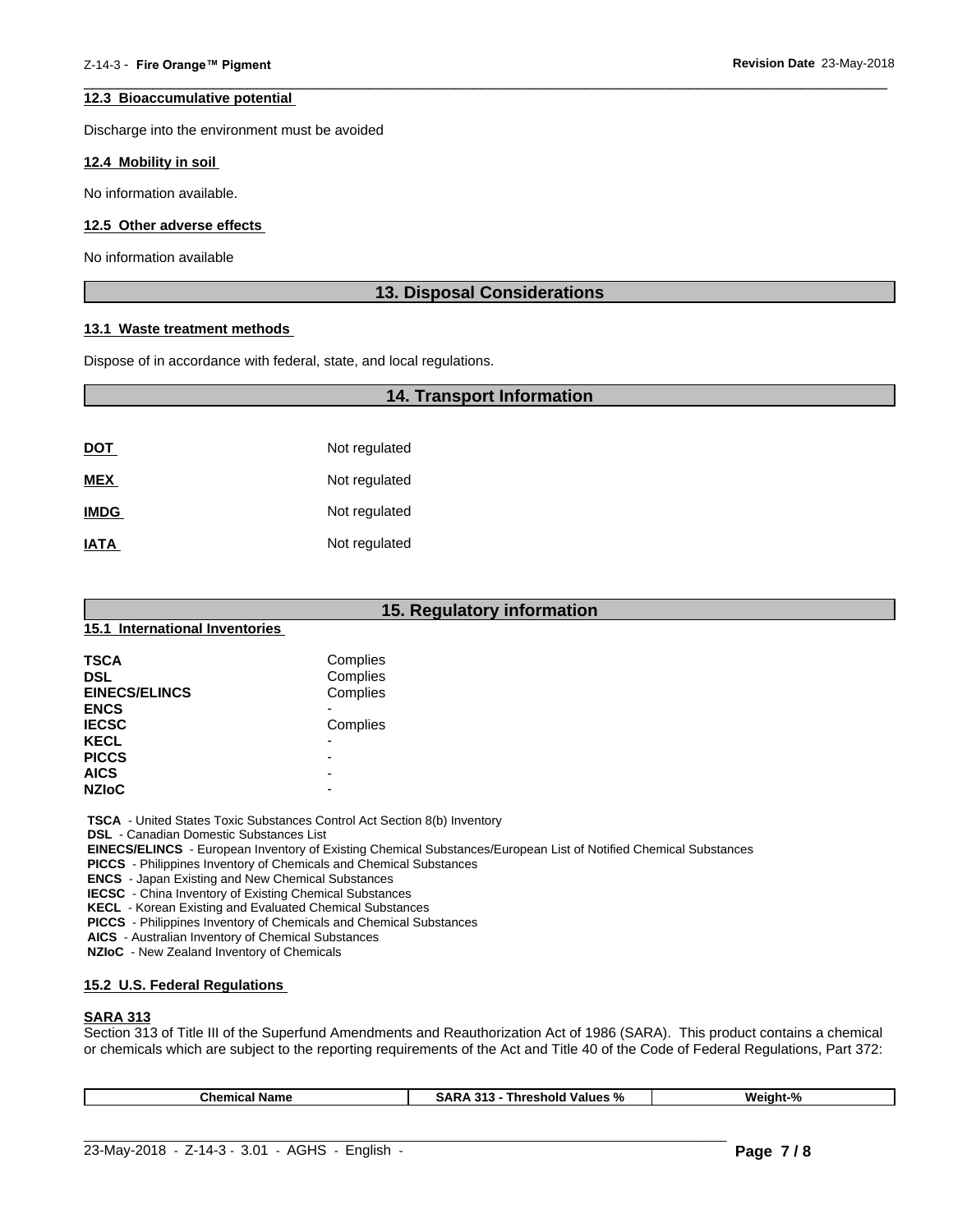### 12.3 Bioaccumulative potential

Discharge into the environment must be avoided

### 12.4 Mobility in soil

No information available.

### 12.5 Other adverse effects

No information available

## 13. Disposal Considerations

### 13.1 Waste treatment methods

Dispose of in accordance with federal, state, and local regulations.

## 14. Transport Information

| | |
|---|---|
| **DOT** | Not regulated |
| **MEX** | Not regulated |
| **IMDG** | Not regulated |
| **IATA** | Not regulated |

## 15. Regulatory information

### 15.1 International Inventories

| | |
|---|---|
| **TSCA** | Complies |
| **DSL** | Complies |
| **EINECS/ELINCS** | Complies |
| **ENCS** | - |
| **IECSC** | Complies |
| **KECL** | - |
| **PICCS** | - |
| **AICS** | - |
| **NZIoC** | - |

**TSCA** - United States Toxic Substances Control Act Section 8(b) Inventory
**DSL** - Canadian Domestic Substances List
**EINECS/ELINCS** - European Inventory of Existing Chemical Substances/European List of Notified Chemical Substances
**PICCS** - Philippines Inventory of Chemicals and Chemical Substances
**ENCS** - Japan Existing and New Chemical Substances
**IECSC** - China Inventory of Existing Chemical Substances
**KECL** - Korean Existing and Evaluated Chemical Substances
**PICCS** - Philippines Inventory of Chemicals and Chemical Substances
**AICS** - Australian Inventory of Chemical Substances
**NZIoC** - New Zealand Inventory of Chemicals

### 15.2 U.S. Federal Regulations

**SARA 313**
Section 313 of Title III of the Superfund Amendments and Reauthorization Act of 1986 (SARA). This product contains a chemical or chemicals which are subject to the reporting requirements of the Act and Title 40 of the Code of Federal Regulations, Part 372:

| Chemical Name | SARA 313 - Threshold Values % | Weight-% |
|---|---|---|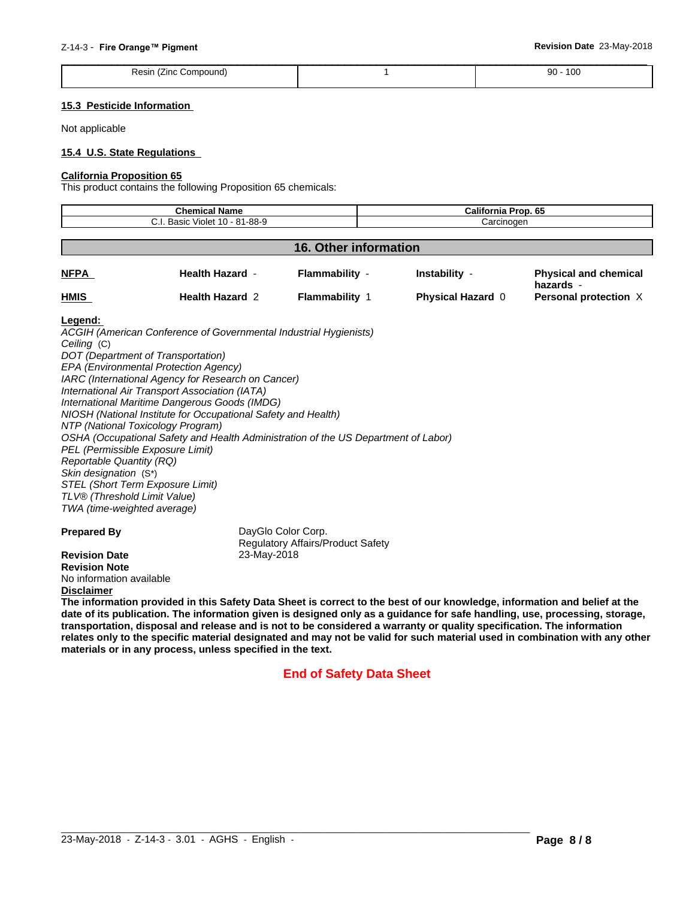| | | |
|---|---|---|
| Resin (Zinc Compound) | 1 | 90 - 100 |

### 15.3 Pesticide Information

Not applicable

### 15.4 U.S. State Regulations

**California Proposition 65**

This product contains the following Proposition 65 chemicals:

| Chemical Name | California Prop. 65 |
|---|---|
| C.I. Basic Violet 10 - 81-88-9 | Carcinogen |

## 16. Other information

| | | | | |
|---|---|---|---|---|
| **NFPA** | **Health Hazard** - | **Flammability** - | **Instability** - | **Physical and chemical hazards** - |
| **HMIS** | **Health Hazard** 2 | **Flammability** 1 | **Physical Hazard** 0 | **Personal protection** X |

**Legend:**

*ACGIH (American Conference of Governmental Industrial Hygienists)*
*Ceiling* (C)
*DOT (Department of Transportation)*
*EPA (Environmental Protection Agency)*
*IARC (International Agency for Research on Cancer)*
*International Air Transport Association (IATA)*
*International Maritime Dangerous Goods (IMDG)*
*NIOSH (National Institute for Occupational Safety and Health)*
*NTP (National Toxicology Program)*
*OSHA (Occupational Safety and Health Administration of the US Department of Labor)*
*PEL (Permissible Exposure Limit)*
*Reportable Quantity (RQ)*
*Skin designation* (S*)
*STEL (Short Term Exposure Limit)*
*TLV® (Threshold Limit Value)*
*TWA (time-weighted average)*

**Prepared By** DayGlo Color Corp.
Regulatory Affairs/Product Safety

**Revision Date** 23-May-2018

**Revision Note**

No information available

**Disclaimer**

**The information provided in this Safety Data Sheet is correct to the best of our knowledge, information and belief at the date of its publication. The information given is designed only as a guidance for safe handling, use, processing, storage, transportation, disposal and release and is not to be considered a warranty or quality specification. The information relates only to the specific material designated and may not be valid for such material used in combination with any other materials or in any process, unless specified in the text.**

**End of Safety Data Sheet**